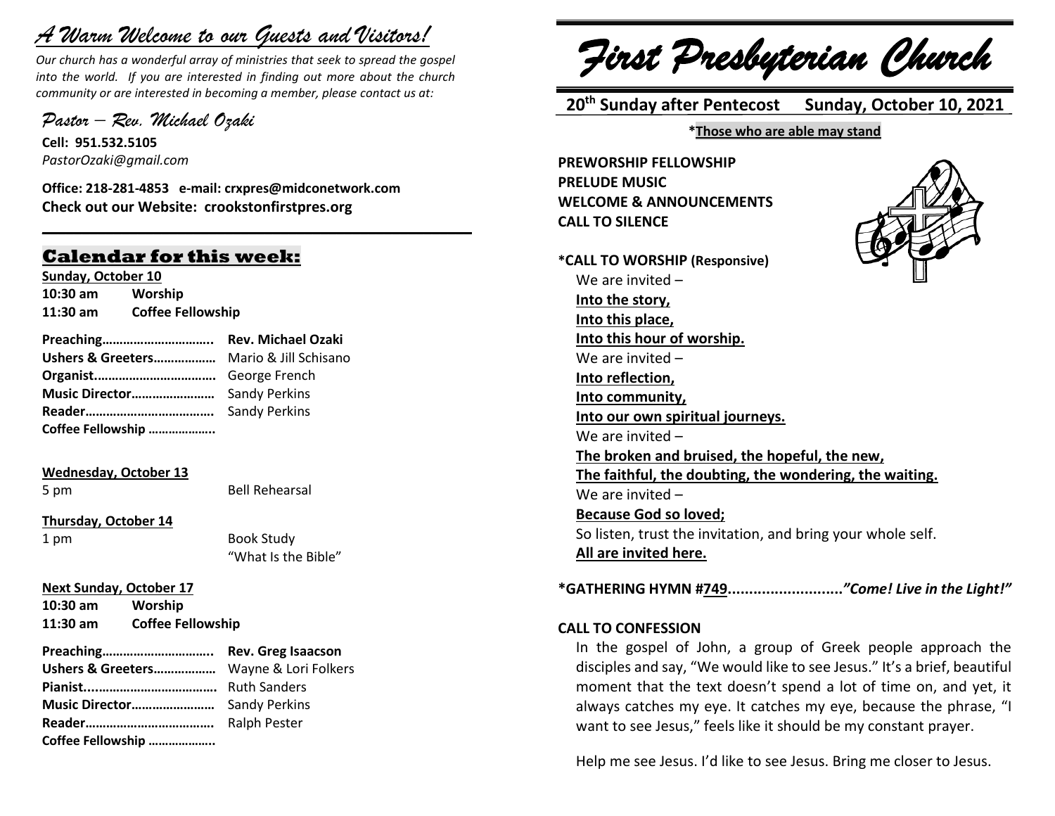# *A Warm Welcome to our Guests and Visitors!*

*Our church has a wonderful array of ministries that seek to spread the gospel into the world. If you are interested in finding out more about the church community or are interested in becoming a member, please contact us at:*

*Pastor – Rev. Michael Ozaki*

**Cell: 951.532.5105**
*PastorOzaki@gmail.com*

**Office: 218-281-4853 e-mail: crxpres@midconetwork.com**
**Check out our Website: crookstonfirstpres.org**

## Calendar for this week:

**Sunday, October 10**
**10:30 am** **Worship**
**11:30 am** **Coffee Fellowship**

**Preaching…………………………..** **Rev. Michael Ozaki**
**Ushers & Greeters………………** Mario & Jill Schisano
**Organist……………………………..** George French
**Music Director……………………** Sandy Perkins
**Reader………………………………..** Sandy Perkins
**Coffee Fellowship ………………..**

**Wednesday, October 13**
5 pm Bell Rehearsal

**Thursday, October 14**
1 pm Book Study
"What Is the Bible"

**Next Sunday, October 17**
**10:30 am** **Worship**
**11:30 am** **Coffee Fellowship**

**Preaching…………………………..** **Rev. Greg Isaacson**
**Ushers & Greeters………………** Wayne & Lori Folkers
**Pianist..……………………………..** Ruth Sanders
**Music Director……………………** Sandy Perkins
**Reader………………………………..** Ralph Pester
**Coffee Fellowship ………………..**

# *First Presbyterian Church*

**20th Sunday after Pentecost** **Sunday, October 10, 2021**

***Those who are able may stand**

**PREWORSHIP FELLOWSHIP**
**PRELUDE MUSIC**
**WELCOME & ANNOUNCEMENTS**
**CALL TO SILENCE**

***CALL TO WORSHIP (Responsive)**
We are invited –
**Into the story,**
**Into this place,**
**Into this hour of worship.**
We are invited –
**Into reflection,**
**Into community,**
**Into our own spiritual journeys.**
We are invited –
**The broken and bruised, the hopeful, the new,**
**The faithful, the doubting, the wondering, the waiting.**
We are invited –
**Because God so loved;**
So listen, trust the invitation, and bring your whole self.
**All are invited here.**

***GATHERING HYMN #749..........................*"Come! Live in the Light!"***

**CALL TO CONFESSION**

In the gospel of John, a group of Greek people approach the disciples and say, "We would like to see Jesus." It's a brief, beautiful moment that the text doesn't spend a lot of time on, and yet, it always catches my eye. It catches my eye, because the phrase, "I want to see Jesus," feels like it should be my constant prayer.

Help me see Jesus. I'd like to see Jesus. Bring me closer to Jesus.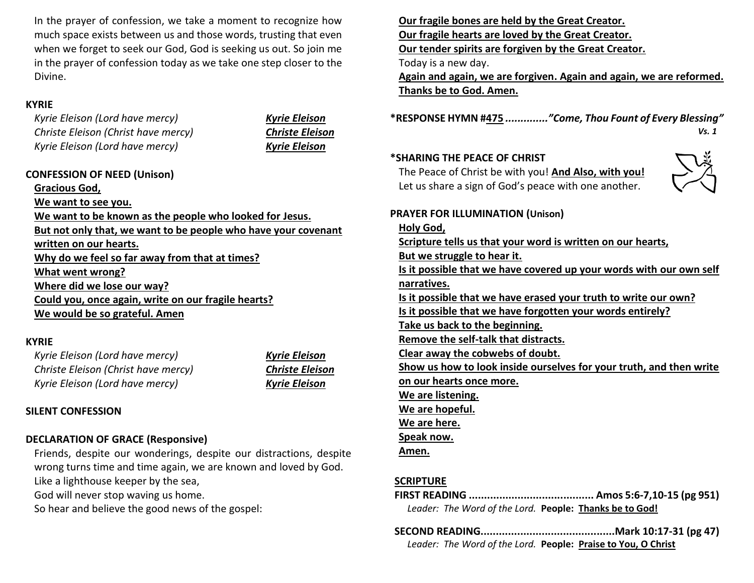In the prayer of confession, we take a moment to recognize how much space exists between us and those words, trusting that even when we forget to seek our God, God is seeking us out. So join me in the prayer of confession today as we take one step closer to the Divine.

**KYRIE**

*Kyrie Eleison (Lord have mercy)* ***Kyrie Eleison***
*Christe Eleison (Christ have mercy)* ***Christe Eleison***
*Kyrie Eleison (Lord have mercy)* ***Kyrie Eleison***

**CONFESSION OF NEED (Unison)**

**Gracious God,**
**We want to see you.**
**We want to be known as the people who looked for Jesus.**
**But not only that, we want to be people who have your covenant written on our hearts.**
**Why do we feel so far away from that at times?**
**What went wrong?**
**Where did we lose our way?**
**Could you, once again, write on our fragile hearts?**
**We would be so grateful. Amen**

**KYRIE**

*Kyrie Eleison (Lord have mercy)* ***Kyrie Eleison***
*Christe Eleison (Christ have mercy)* ***Christe Eleison***
*Kyrie Eleison (Lord have mercy)* ***Kyrie Eleison***

**SILENT CONFESSION**

**DECLARATION OF GRACE (Responsive)**

Friends, despite our wonderings, despite our distractions, despite wrong turns time and time again, we are known and loved by God.
Like a lighthouse keeper by the sea,
God will never stop waving us home.
So hear and believe the good news of the gospel:
**Our fragile bones are held by the Great Creator.**
**Our fragile hearts are loved by the Great Creator.**
**Our tender spirits are forgiven by the Great Creator.**
Today is a new day.
**Again and again, we are forgiven. Again and again, we are reformed.**
**Thanks be to God. Amen.**

**\*RESPONSE HYMN #475** ***.............”Come, Thou Fount of Every Blessing”*** ***Vs. 1***

**\*SHARING THE PEACE OF CHRIST**

The Peace of Christ be with you! **And Also, with you!**
Let us share a sign of God’s peace with one another.

**PRAYER FOR ILLUMINATION (Unison)**

**Holy God,**
**Scripture tells us that your word is written on our hearts,**
**But we struggle to hear it.**
**Is it possible that we have covered up your words with our own self narratives.**
**Is it possible that we have erased your truth to write our own?**
**Is it possible that we have forgotten your words entirely?**
**Take us back to the beginning.**
**Remove the self-talk that distracts.**
**Clear away the cobwebs of doubt.**
**Show us how to look inside ourselves for your truth, and then write on our hearts once more.**
**We are listening.**
**We are hopeful.**
**We are here.**
**Speak now.**
**Amen.**

**SCRIPTURE**

**FIRST READING ......................................... Amos 5:6-7,10-15 (pg 951)**
*Leader: The Word of the Lord.* **People: Thanks be to God!**

**SECOND READING...........................................Mark 10:17-31 (pg 47)**
*Leader: The Word of the Lord.* **People: Praise to You, O Christ**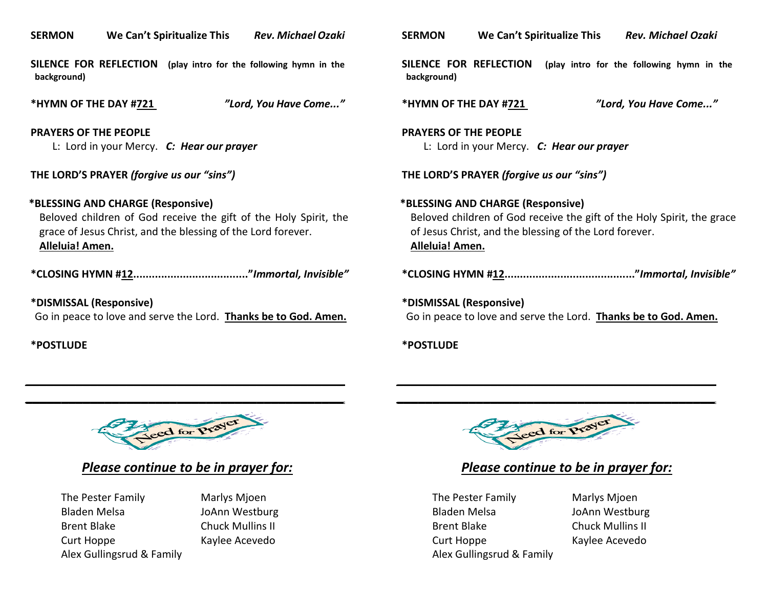**SERMON** **We Can't Spiritualize This** ***Rev. Michael Ozaki***

**SILENCE FOR REFLECTION** **(play intro for the following hymn in the background)**

**\*HYMN OF THE DAY #721** ***"Lord, You Have Come..."***

**PRAYERS OF THE PEOPLE**

L: Lord in your Mercy. ***C: Hear our prayer***

**THE LORD'S PRAYER** ***(forgive us our "sins")***

**\*BLESSING AND CHARGE (Responsive)**

Beloved children of God receive the gift of the Holy Spirit, the grace of Jesus Christ, and the blessing of the Lord forever. **Alleluia! Amen.**

**\*CLOSING HYMN #12....................................*"Immortal, Invisible"***

**\*DISMISSAL (Responsive)**

Go in peace to love and serve the Lord. **Thanks be to God. Amen.**

**\*POSTLUDE**

---

Need for Prayer

***Please continue to be in prayer for:***

- The Pester Family
- Bladen Melsa
- Brent Blake
- Curt Hoppe
- Alex Gullingsrud & Family
- Marlys Mjoen
- JoAnn Westburg
- Chuck Mullins II
- Kaylee Acevedo